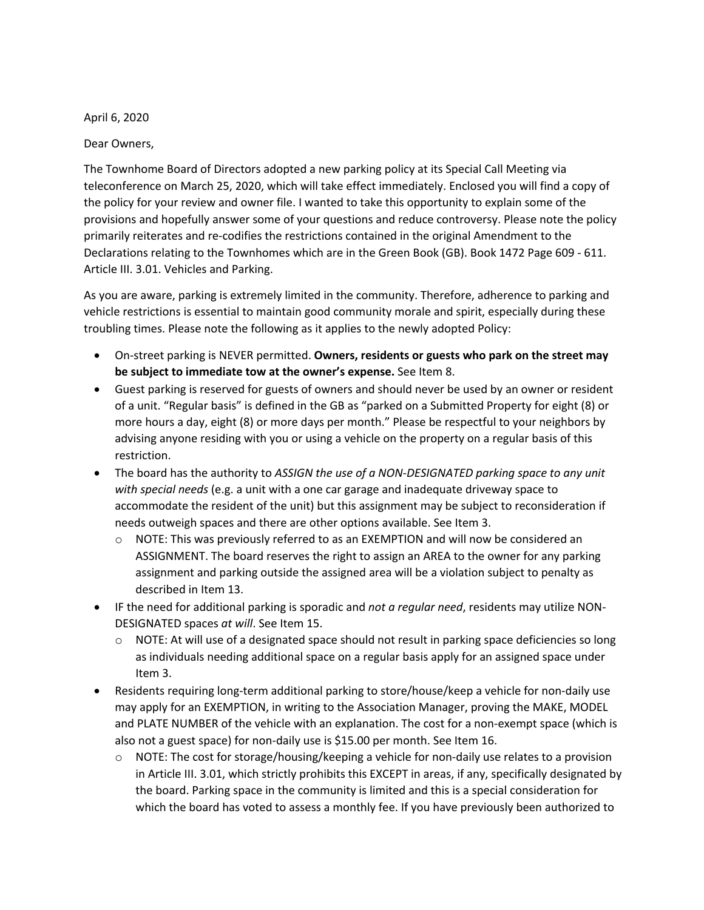April 6, 2020

Dear Owners,

The Townhome Board of Directors adopted a new parking policy at its Special Call Meeting via teleconference on March 25, 2020, which will take effect immediately. Enclosed you will find a copy of the policy for your review and owner file. I wanted to take this opportunity to explain some of the provisions and hopefully answer some of your questions and reduce controversy. Please note the policy primarily reiterates and re-codifies the restrictions contained in the original Amendment to the Declarations relating to the Townhomes which are in the Green Book (GB). Book 1472 Page 609 - 611. Article III. 3.01. Vehicles and Parking.

As you are aware, parking is extremely limited in the community. Therefore, adherence to parking and vehicle restrictions is essential to maintain good community morale and spirit, especially during these troubling times. Please note the following as it applies to the newly adopted Policy:

- On-street parking is NEVER permitted. **Owners, residents or guests who park on the street may be subject to immediate tow at the owner's expense.** See Item 8.
- Guest parking is reserved for guests of owners and should never be used by an owner or resident of a unit. "Regular basis" is defined in the GB as "parked on a Submitted Property for eight (8) or more hours a day, eight (8) or more days per month." Please be respectful to your neighbors by advising anyone residing with you or using a vehicle on the property on a regular basis of this restriction.
- The board has the authority to *ASSIGN the use of a NON-DESIGNATED parking space to any unit with special needs* (e.g. a unit with a one car garage and inadequate driveway space to accommodate the resident of the unit) but this assignment may be subject to reconsideration if needs outweigh spaces and there are other options available. See Item 3.
  - NOTE: This was previously referred to as an EXEMPTION and will now be considered an ASSIGNMENT. The board reserves the right to assign an AREA to the owner for any parking assignment and parking outside the assigned area will be a violation subject to penalty as described in Item 13.
- IF the need for additional parking is sporadic and *not a regular need*, residents may utilize NON-DESIGNATED spaces *at will*. See Item 15.
  - NOTE: At will use of a designated space should not result in parking space deficiencies so long as individuals needing additional space on a regular basis apply for an assigned space under Item 3.
- Residents requiring long-term additional parking to store/house/keep a vehicle for non-daily use may apply for an EXEMPTION, in writing to the Association Manager, proving the MAKE, MODEL and PLATE NUMBER of the vehicle with an explanation. The cost for a non-exempt space (which is also not a guest space) for non-daily use is $15.00 per month. See Item 16.
  - NOTE: The cost for storage/housing/keeping a vehicle for non-daily use relates to a provision in Article III. 3.01, which strictly prohibits this EXCEPT in areas, if any, specifically designated by the board. Parking space in the community is limited and this is a special consideration for which the board has voted to assess a monthly fee. If you have previously been authorized to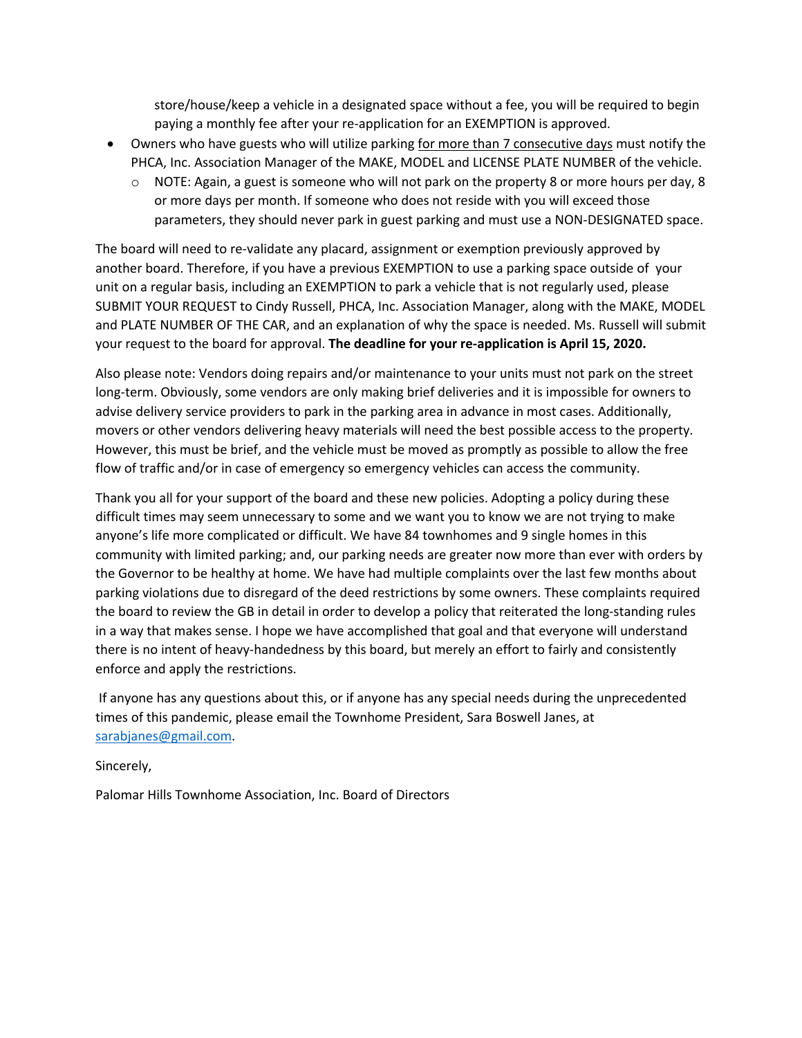store/house/keep a vehicle in a designated space without a fee, you will be required to begin paying a monthly fee after your re-application for an EXEMPTION is approved.

- Owners who have guests who will utilize parking <u>for more than 7 consecutive days</u> must notify the PHCA, Inc. Association Manager of the MAKE, MODEL and LICENSE PLATE NUMBER of the vehicle.
  - NOTE: Again, a guest is someone who will not park on the property 8 or more hours per day, 8 or more days per month. If someone who does not reside with you will exceed those parameters, they should never park in guest parking and must use a NON-DESIGNATED space.

The board will need to re-validate any placard, assignment or exemption previously approved by another board. Therefore, if you have a previous EXEMPTION to use a parking space outside of your unit on a regular basis, including an EXEMPTION to park a vehicle that is not regularly used, please SUBMIT YOUR REQUEST to Cindy Russell, PHCA, Inc. Association Manager, along with the MAKE, MODEL and PLATE NUMBER OF THE CAR, and an explanation of why the space is needed. Ms. Russell will submit your request to the board for approval. **The deadline for your re-application is April 15, 2020.**

Also please note: Vendors doing repairs and/or maintenance to your units must not park on the street long-term. Obviously, some vendors are only making brief deliveries and it is impossible for owners to advise delivery service providers to park in the parking area in advance in most cases. Additionally, movers or other vendors delivering heavy materials will need the best possible access to the property. However, this must be brief, and the vehicle must be moved as promptly as possible to allow the free flow of traffic and/or in case of emergency so emergency vehicles can access the community.

Thank you all for your support of the board and these new policies. Adopting a policy during these difficult times may seem unnecessary to some and we want you to know we are not trying to make anyone's life more complicated or difficult. We have 84 townhomes and 9 single homes in this community with limited parking; and, our parking needs are greater now more than ever with orders by the Governor to be healthy at home. We have had multiple complaints over the last few months about parking violations due to disregard of the deed restrictions by some owners. These complaints required the board to review the GB in detail in order to develop a policy that reiterated the long-standing rules in a way that makes sense. I hope we have accomplished that goal and that everyone will understand there is no intent of heavy-handedness by this board, but merely an effort to fairly and consistently enforce and apply the restrictions.

If anyone has any questions about this, or if anyone has any special needs during the unprecedented times of this pandemic, please email the Townhome President, Sara Boswell Janes, at sarabjanes@gmail.com.

Sincerely,

Palomar Hills Townhome Association, Inc. Board of Directors